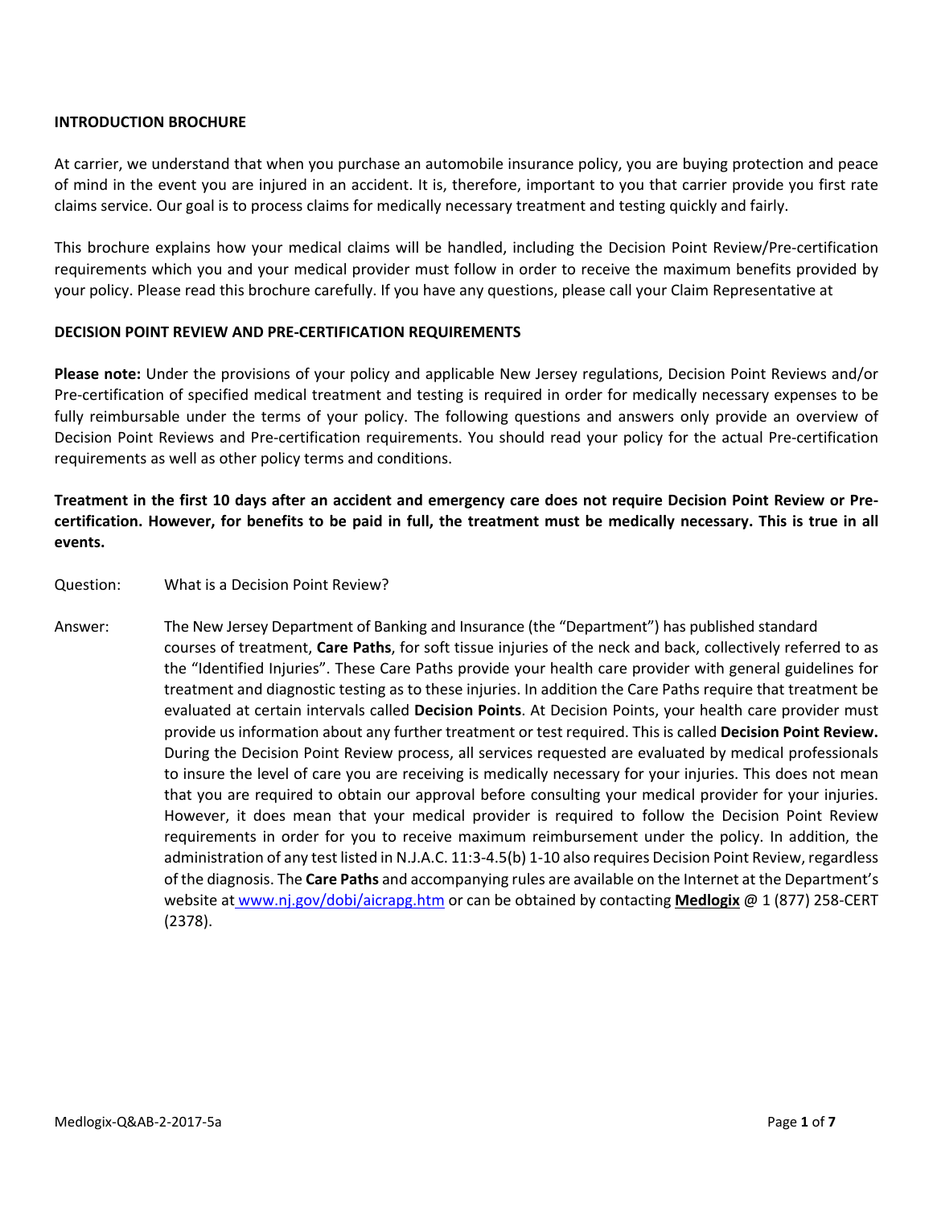**INTRODUCTION BROCHURE**

At carrier, we understand that when you purchase an automobile insurance policy, you are buying protection and peace of mind in the event you are injured in an accident. It is, therefore, important to you that carrier provide you first rate claims service. Our goal is to process claims for medically necessary treatment and testing quickly and fairly.

This brochure explains how your medical claims will be handled, including the Decision Point Review/Pre-certification requirements which you and your medical provider must follow in order to receive the maximum benefits provided by your policy. Please read this brochure carefully. If you have any questions, please call your Claim Representative at

**DECISION POINT REVIEW AND PRE-CERTIFICATION REQUIREMENTS**

**Please note:** Under the provisions of your policy and applicable New Jersey regulations, Decision Point Reviews and/or Pre-certification of specified medical treatment and testing is required in order for medically necessary expenses to be fully reimbursable under the terms of your policy. The following questions and answers only provide an overview of Decision Point Reviews and Pre-certification requirements. You should read your policy for the actual Pre-certification requirements as well as other policy terms and conditions.

**Treatment in the first 10 days after an accident and emergency care does not require Decision Point Review or Pre-certification. However, for benefits to be paid in full, the treatment must be medically necessary. This is true in all events.**

Question: What is a Decision Point Review?

Answer: The New Jersey Department of Banking and Insurance (the "Department") has published standard courses of treatment, **Care Paths**, for soft tissue injuries of the neck and back, collectively referred to as the "Identified Injuries". These Care Paths provide your health care provider with general guidelines for treatment and diagnostic testing as to these injuries. In addition the Care Paths require that treatment be evaluated at certain intervals called **Decision Points**. At Decision Points, your health care provider must provide us information about any further treatment or test required. This is called **Decision Point Review.** During the Decision Point Review process, all services requested are evaluated by medical professionals to insure the level of care you are receiving is medically necessary for your injuries. This does not mean that you are required to obtain our approval before consulting your medical provider for your injuries. However, it does mean that your medical provider is required to follow the Decision Point Review requirements in order for you to receive maximum reimbursement under the policy. In addition, the administration of any test listed in N.J.A.C. 11:3-4.5(b) 1-10 also requires Decision Point Review, regardless of the diagnosis. The **Care Paths** and accompanying rules are available on the Internet at the Department's website at www.nj.gov/dobi/aicrapg.htm or can be obtained by contacting **Medlogix** @ 1 (877) 258-CERT (2378).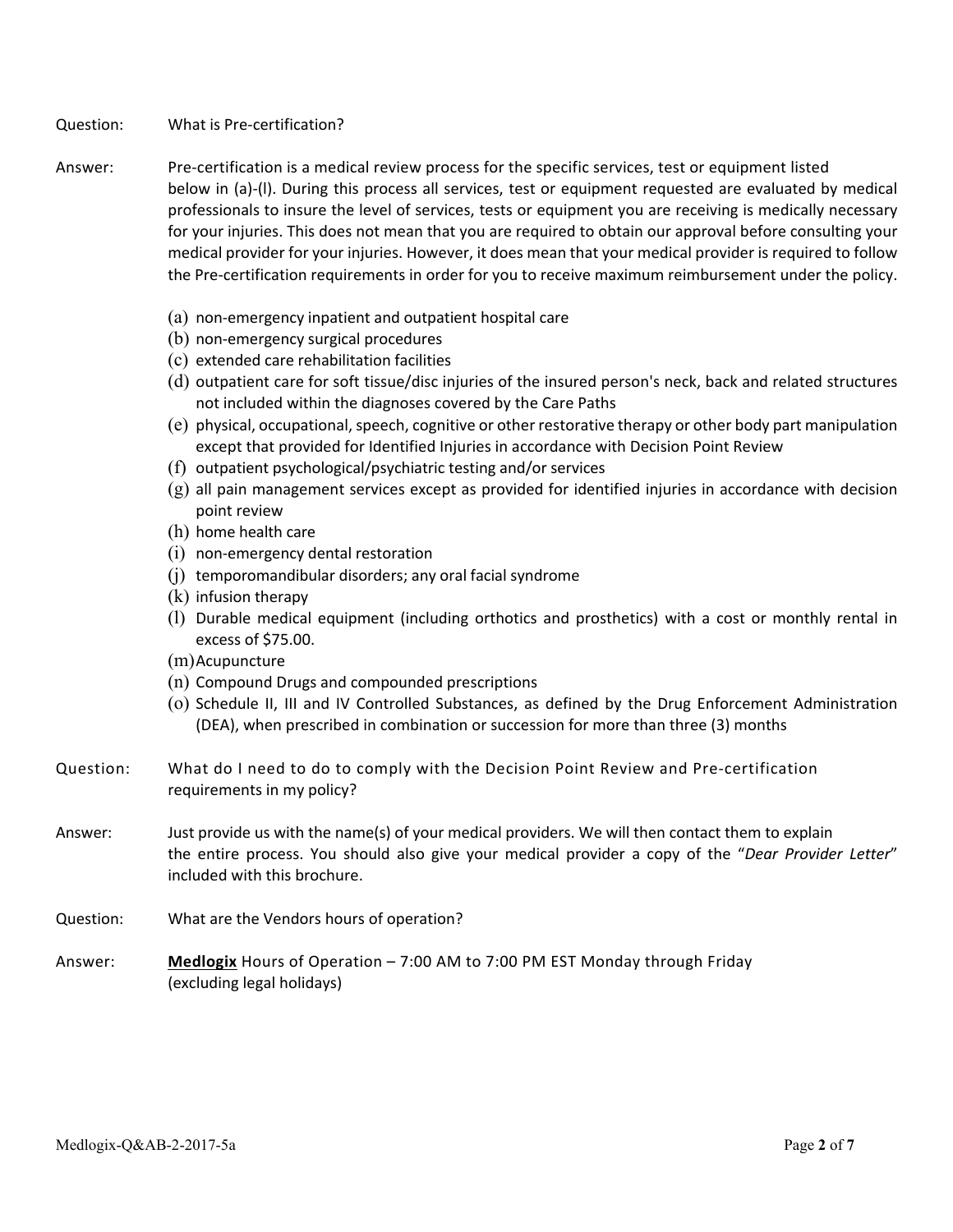Question: What is Pre-certification?

Answer: Pre-certification is a medical review process for the specific services, test or equipment listed below in (a)-(l). During this process all services, test or equipment requested are evaluated by medical professionals to insure the level of services, tests or equipment you are receiving is medically necessary for your injuries. This does not mean that you are required to obtain our approval before consulting your medical provider for your injuries. However, it does mean that your medical provider is required to follow the Pre-certification requirements in order for you to receive maximum reimbursement under the policy.

(a) non-emergency inpatient and outpatient hospital care
(b) non-emergency surgical procedures
(c) extended care rehabilitation facilities
(d) outpatient care for soft tissue/disc injuries of the insured person's neck, back and related structures not included within the diagnoses covered by the Care Paths
(e) physical, occupational, speech, cognitive or other restorative therapy or other body part manipulation except that provided for Identified Injuries in accordance with Decision Point Review
(f) outpatient psychological/psychiatric testing and/or services
(g) all pain management services except as provided for identified injuries in accordance with decision point review
(h) home health care
(i) non-emergency dental restoration
(j) temporomandibular disorders; any oral facial syndrome
(k) infusion therapy
(l) Durable medical equipment (including orthotics and prosthetics) with a cost or monthly rental in excess of $75.00.
(m) Acupuncture
(n) Compound Drugs and compounded prescriptions
(o) Schedule II, III and IV Controlled Substances, as defined by the Drug Enforcement Administration (DEA), when prescribed in combination or succession for more than three (3) months

Question: What do I need to do to comply with the Decision Point Review and Pre-certification requirements in my policy?

Answer: Just provide us with the name(s) of your medical providers. We will then contact them to explain the entire process. You should also give your medical provider a copy of the "*Dear Provider Letter*" included with this brochure.

Question: What are the Vendors hours of operation?

Answer: **Medlogix** Hours of Operation – 7:00 AM to 7:00 PM EST Monday through Friday (excluding legal holidays)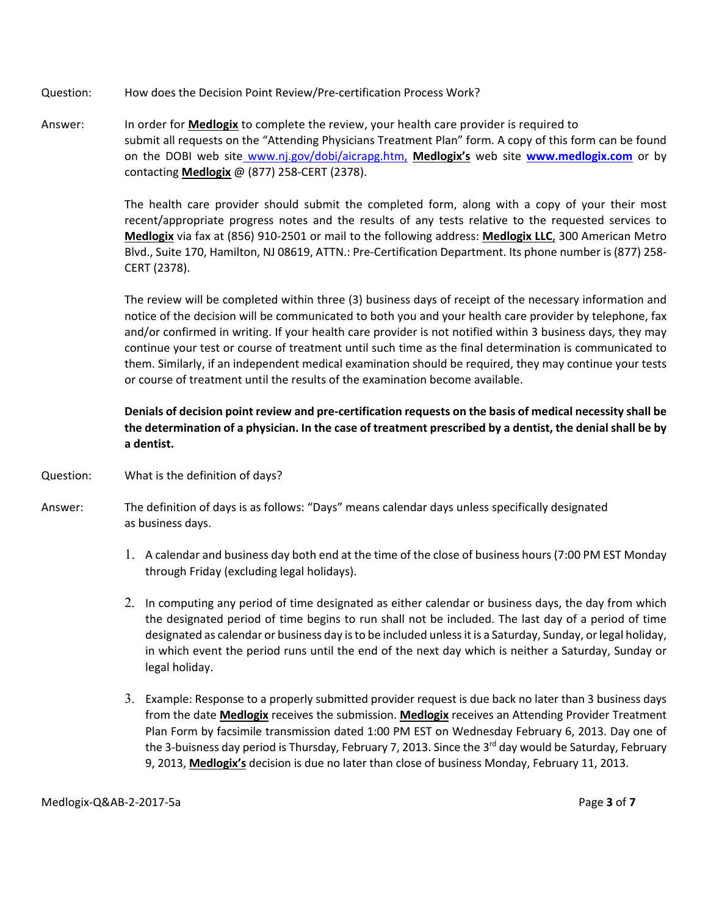Question: How does the Decision Point Review/Pre-certification Process Work?

Answer: In order for **Medlogix** to complete the review, your health care provider is required to submit all requests on the "Attending Physicians Treatment Plan" form. A copy of this form can be found on the DOBI web site www.nj.gov/dobi/aicrapg.htm, **Medlogix's** web site **www.medlogix.com** or by contacting **Medlogix** @ (877) 258-CERT (2378).

The health care provider should submit the completed form, along with a copy of your their most recent/appropriate progress notes and the results of any tests relative to the requested services to **Medlogix** via fax at (856) 910-2501 or mail to the following address: **Medlogix LLC**, 300 American Metro Blvd., Suite 170, Hamilton, NJ 08619, ATTN.: Pre-Certification Department. Its phone number is (877) 258-CERT (2378).

The review will be completed within three (3) business days of receipt of the necessary information and notice of the decision will be communicated to both you and your health care provider by telephone, fax and/or confirmed in writing. If your health care provider is not notified within 3 business days, they may continue your test or course of treatment until such time as the final determination is communicated to them. Similarly, if an independent medical examination should be required, they may continue your tests or course of treatment until the results of the examination become available.

**Denials of decision point review and pre-certification requests on the basis of medical necessity shall be the determination of a physician. In the case of treatment prescribed by a dentist, the denial shall be by a dentist.**

Question: What is the definition of days?

Answer: The definition of days is as follows: "Days" means calendar days unless specifically designated as business days.

1. A calendar and business day both end at the time of the close of business hours (7:00 PM EST Monday through Friday (excluding legal holidays).

2. In computing any period of time designated as either calendar or business days, the day from which the designated period of time begins to run shall not be included. The last day of a period of time designated as calendar or business day is to be included unless it is a Saturday, Sunday, or legal holiday, in which event the period runs until the end of the next day which is neither a Saturday, Sunday or legal holiday.

3. Example: Response to a properly submitted provider request is due back no later than 3 business days from the date **Medlogix** receives the submission. **Medlogix** receives an Attending Provider Treatment Plan Form by facsimile transmission dated 1:00 PM EST on Wednesday February 6, 2013. Day one of the 3-buisness day period is Thursday, February 7, 2013. Since the 3rd day would be Saturday, February 9, 2013, **Medlogix's** decision is due no later than close of business Monday, February 11, 2013.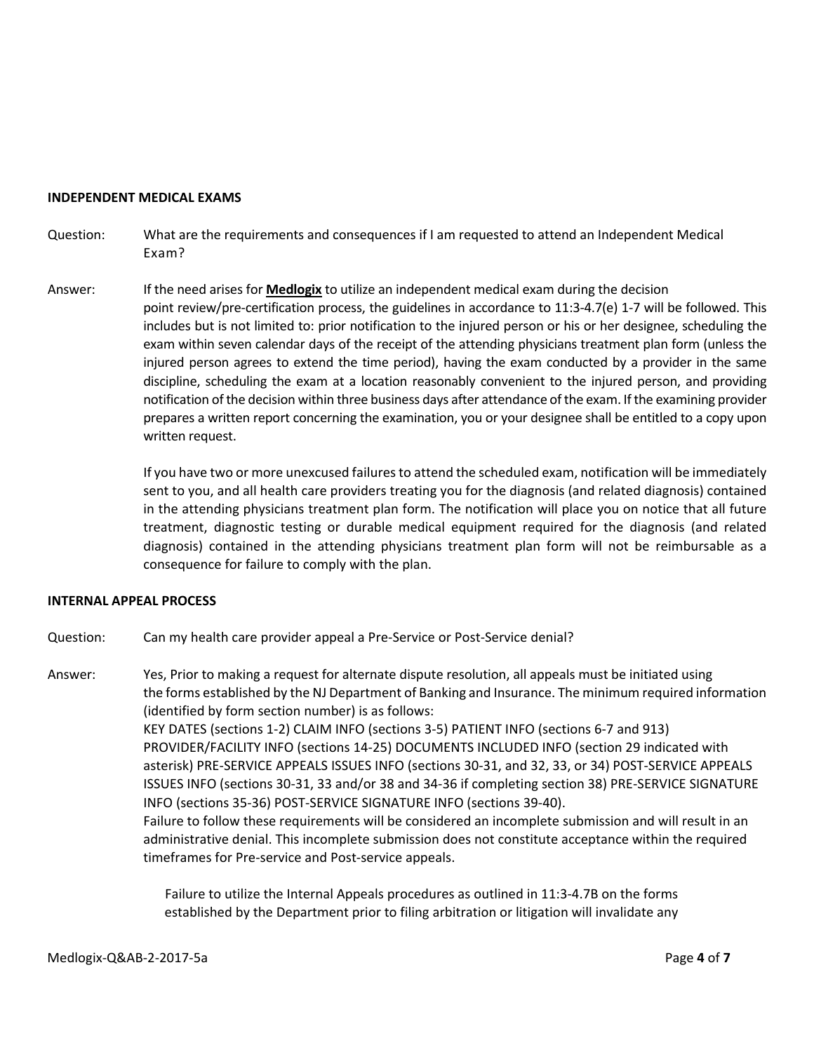## INDEPENDENT MEDICAL EXAMS

Question: What are the requirements and consequences if I am requested to attend an Independent Medical Exam?

Answer: If the need arises for **Medlogix** to utilize an independent medical exam during the decision point review/pre-certification process, the guidelines in accordance to 11:3-4.7(e) 1-7 will be followed. This includes but is not limited to: prior notification to the injured person or his or her designee, scheduling the exam within seven calendar days of the receipt of the attending physicians treatment plan form (unless the injured person agrees to extend the time period), having the exam conducted by a provider in the same discipline, scheduling the exam at a location reasonably convenient to the injured person, and providing notification of the decision within three business days after attendance of the exam. If the examining provider prepares a written report concerning the examination, you or your designee shall be entitled to a copy upon written request.

If you have two or more unexcused failures to attend the scheduled exam, notification will be immediately sent to you, and all health care providers treating you for the diagnosis (and related diagnosis) contained in the attending physicians treatment plan form. The notification will place you on notice that all future treatment, diagnostic testing or durable medical equipment required for the diagnosis (and related diagnosis) contained in the attending physicians treatment plan form will not be reimbursable as a consequence for failure to comply with the plan.

## INTERNAL APPEAL PROCESS

Question: Can my health care provider appeal a Pre-Service or Post-Service denial?

Answer: Yes, Prior to making a request for alternate dispute resolution, all appeals must be initiated using the forms established by the NJ Department of Banking and Insurance. The minimum required information (identified by form section number) is as follows:
KEY DATES (sections 1-2) CLAIM INFO (sections 3-5) PATIENT INFO (sections 6-7 and 913) PROVIDER/FACILITY INFO (sections 14-25) DOCUMENTS INCLUDED INFO (section 29 indicated with asterisk) PRE-SERVICE APPEALS ISSUES INFO (sections 30-31, and 32, 33, or 34) POST-SERVICE APPEALS ISSUES INFO (sections 30-31, 33 and/or 38 and 34-36 if completing section 38) PRE-SERVICE SIGNATURE INFO (sections 35-36) POST-SERVICE SIGNATURE INFO (sections 39-40).
Failure to follow these requirements will be considered an incomplete submission and will result in an administrative denial. This incomplete submission does not constitute acceptance within the required timeframes for Pre-service and Post-service appeals.

Failure to utilize the Internal Appeals procedures as outlined in 11:3-4.7B on the forms established by the Department prior to filing arbitration or litigation will invalidate any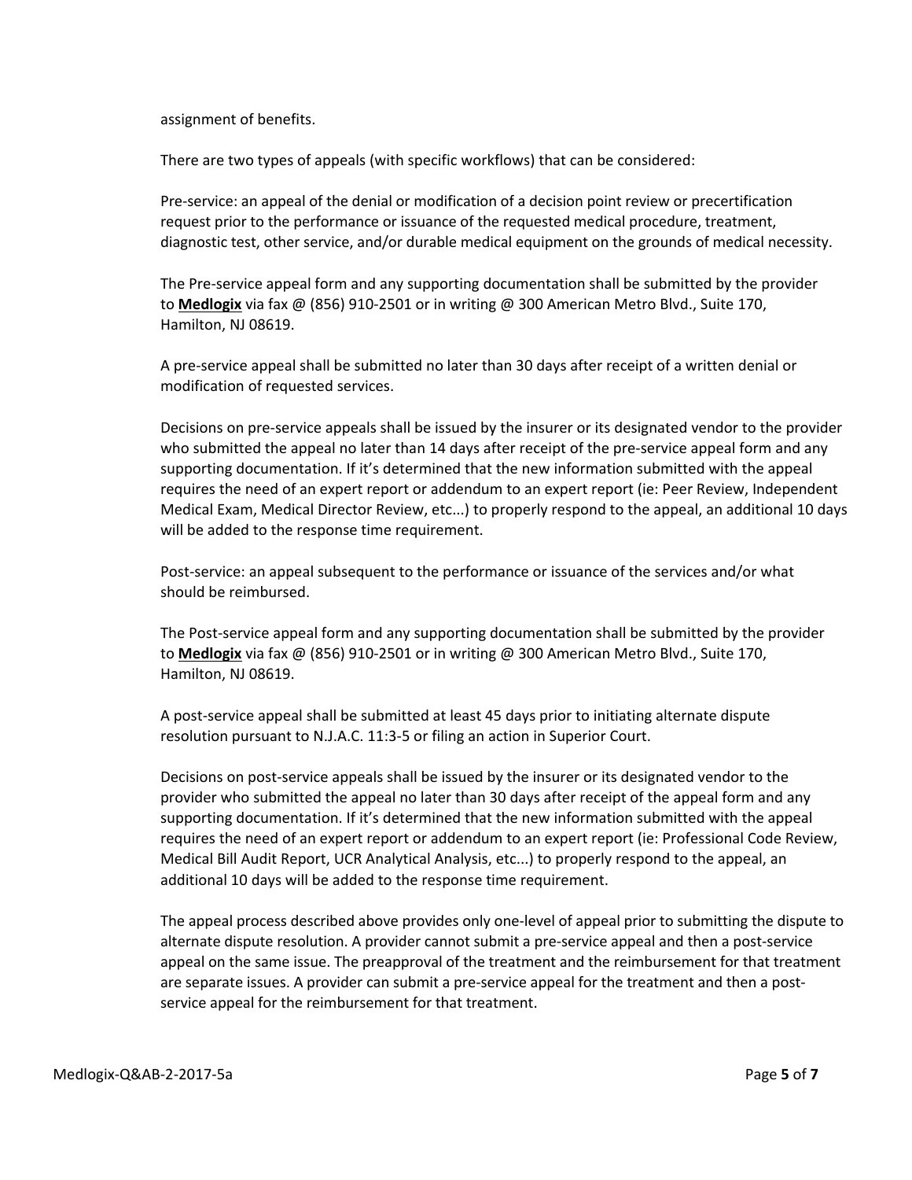assignment of benefits.

There are two types of appeals (with specific workflows) that can be considered:

Pre-service: an appeal of the denial or modification of a decision point review or precertification request prior to the performance or issuance of the requested medical procedure, treatment, diagnostic test, other service, and/or durable medical equipment on the grounds of medical necessity.

The Pre-service appeal form and any supporting documentation shall be submitted by the provider to **Medlogix** via fax @ (856) 910-2501 or in writing @ 300 American Metro Blvd., Suite 170, Hamilton, NJ 08619.

A pre-service appeal shall be submitted no later than 30 days after receipt of a written denial or modification of requested services.

Decisions on pre-service appeals shall be issued by the insurer or its designated vendor to the provider who submitted the appeal no later than 14 days after receipt of the pre-service appeal form and any supporting documentation. If it's determined that the new information submitted with the appeal requires the need of an expert report or addendum to an expert report (ie: Peer Review, Independent Medical Exam, Medical Director Review, etc...) to properly respond to the appeal, an additional 10 days will be added to the response time requirement.

Post-service: an appeal subsequent to the performance or issuance of the services and/or what should be reimbursed.

The Post-service appeal form and any supporting documentation shall be submitted by the provider to **Medlogix** via fax @ (856) 910-2501 or in writing @ 300 American Metro Blvd., Suite 170, Hamilton, NJ 08619.

A post-service appeal shall be submitted at least 45 days prior to initiating alternate dispute resolution pursuant to N.J.A.C. 11:3-5 or filing an action in Superior Court.

Decisions on post-service appeals shall be issued by the insurer or its designated vendor to the provider who submitted the appeal no later than 30 days after receipt of the appeal form and any supporting documentation. If it's determined that the new information submitted with the appeal requires the need of an expert report or addendum to an expert report (ie: Professional Code Review, Medical Bill Audit Report, UCR Analytical Analysis, etc...) to properly respond to the appeal, an additional 10 days will be added to the response time requirement.

The appeal process described above provides only one-level of appeal prior to submitting the dispute to alternate dispute resolution. A provider cannot submit a pre-service appeal and then a post-service appeal on the same issue. The preapproval of the treatment and the reimbursement for that treatment are separate issues. A provider can submit a pre-service appeal for the treatment and then a post-service appeal for the reimbursement for that treatment.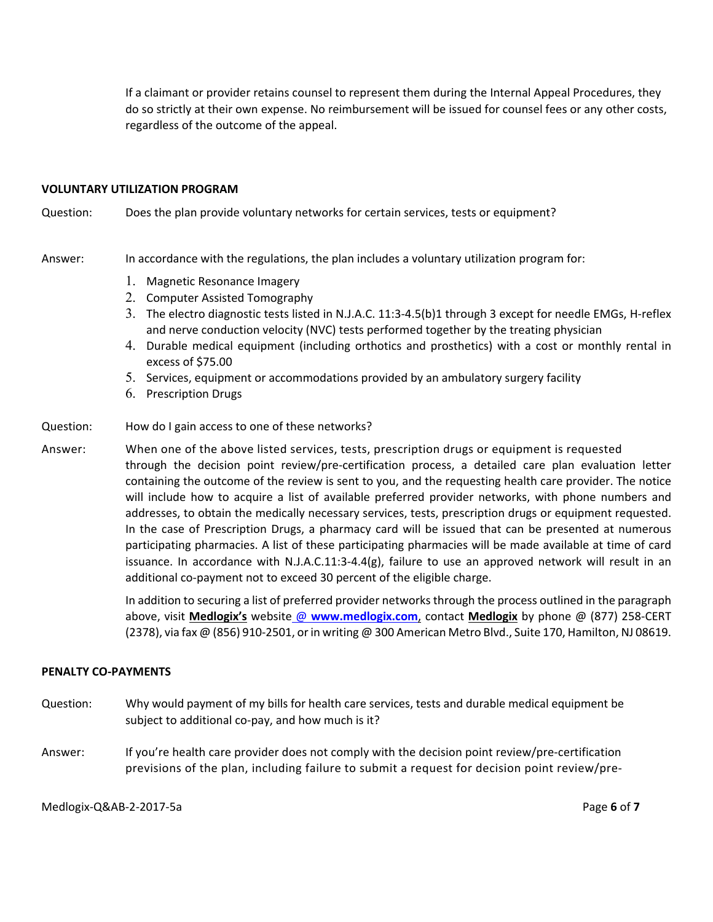If a claimant or provider retains counsel to represent them during the Internal Appeal Procedures, they do so strictly at their own expense. No reimbursement will be issued for counsel fees or any other costs, regardless of the outcome of the appeal.

## VOLUNTARY UTILIZATION PROGRAM

Question: Does the plan provide voluntary networks for certain services, tests or equipment?

Answer: In accordance with the regulations, the plan includes a voluntary utilization program for:

1. Magnetic Resonance Imagery
2. Computer Assisted Tomography
3. The electro diagnostic tests listed in N.J.A.C. 11:3-4.5(b)1 through 3 except for needle EMGs, H-reflex and nerve conduction velocity (NVC) tests performed together by the treating physician
4. Durable medical equipment (including orthotics and prosthetics) with a cost or monthly rental in excess of $75.00
5. Services, equipment or accommodations provided by an ambulatory surgery facility
6. Prescription Drugs

Question: How do I gain access to one of these networks?

Answer: When one of the above listed services, tests, prescription drugs or equipment is requested through the decision point review/pre-certification process, a detailed care plan evaluation letter containing the outcome of the review is sent to you, and the requesting health care provider. The notice will include how to acquire a list of available preferred provider networks, with phone numbers and addresses, to obtain the medically necessary services, tests, prescription drugs or equipment requested. In the case of Prescription Drugs, a pharmacy card will be issued that can be presented at numerous participating pharmacies. A list of these participating pharmacies will be made available at time of card issuance. In accordance with N.J.A.C.11:3-4.4(g), failure to use an approved network will result in an additional co-payment not to exceed 30 percent of the eligible charge.

In addition to securing a list of preferred provider networks through the process outlined in the paragraph above, visit **Medlogix's** website **@ www.medlogix.com**, contact **Medlogix** by phone @ (877) 258-CERT (2378), via fax @ (856) 910-2501, or in writing @ 300 American Metro Blvd., Suite 170, Hamilton, NJ 08619.

## PENALTY CO-PAYMENTS

Question: Why would payment of my bills for health care services, tests and durable medical equipment be subject to additional co-pay, and how much is it?

Answer: If you're health care provider does not comply with the decision point review/pre-certification previsions of the plan, including failure to submit a request for decision point review/pre-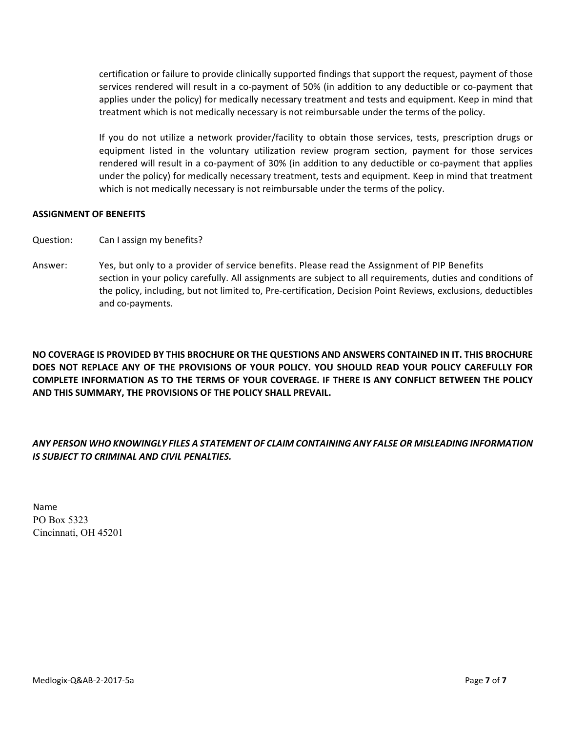certification or failure to provide clinically supported findings that support the request, payment of those services rendered will result in a co-payment of 50% (in addition to any deductible or co-payment that applies under the policy) for medically necessary treatment and tests and equipment. Keep in mind that treatment which is not medically necessary is not reimbursable under the terms of the policy.

If you do not utilize a network provider/facility to obtain those services, tests, prescription drugs or equipment listed in the voluntary utilization review program section, payment for those services rendered will result in a co-payment of 30% (in addition to any deductible or co-payment that applies under the policy) for medically necessary treatment, tests and equipment. Keep in mind that treatment which is not medically necessary is not reimbursable under the terms of the policy.

**ASSIGNMENT OF BENEFITS**

Question: Can I assign my benefits?

Answer: Yes, but only to a provider of service benefits. Please read the Assignment of PIP Benefits section in your policy carefully. All assignments are subject to all requirements, duties and conditions of the policy, including, but not limited to, Pre-certification, Decision Point Reviews, exclusions, deductibles and co-payments.

**NO COVERAGE IS PROVIDED BY THIS BROCHURE OR THE QUESTIONS AND ANSWERS CONTAINED IN IT. THIS BROCHURE DOES NOT REPLACE ANY OF THE PROVISIONS OF YOUR POLICY. YOU SHOULD READ YOUR POLICY CAREFULLY FOR COMPLETE INFORMATION AS TO THE TERMS OF YOUR COVERAGE. IF THERE IS ANY CONFLICT BETWEEN THE POLICY AND THIS SUMMARY, THE PROVISIONS OF THE POLICY SHALL PREVAIL.**

***ANY PERSON WHO KNOWINGLY FILES A STATEMENT OF CLAIM CONTAINING ANY FALSE OR MISLEADING INFORMATION IS SUBJECT TO CRIMINAL AND CIVIL PENALTIES.***

Name
PO Box 5323
Cincinnati, OH 45201

Medlogix-Q&AB-2-2017-5a